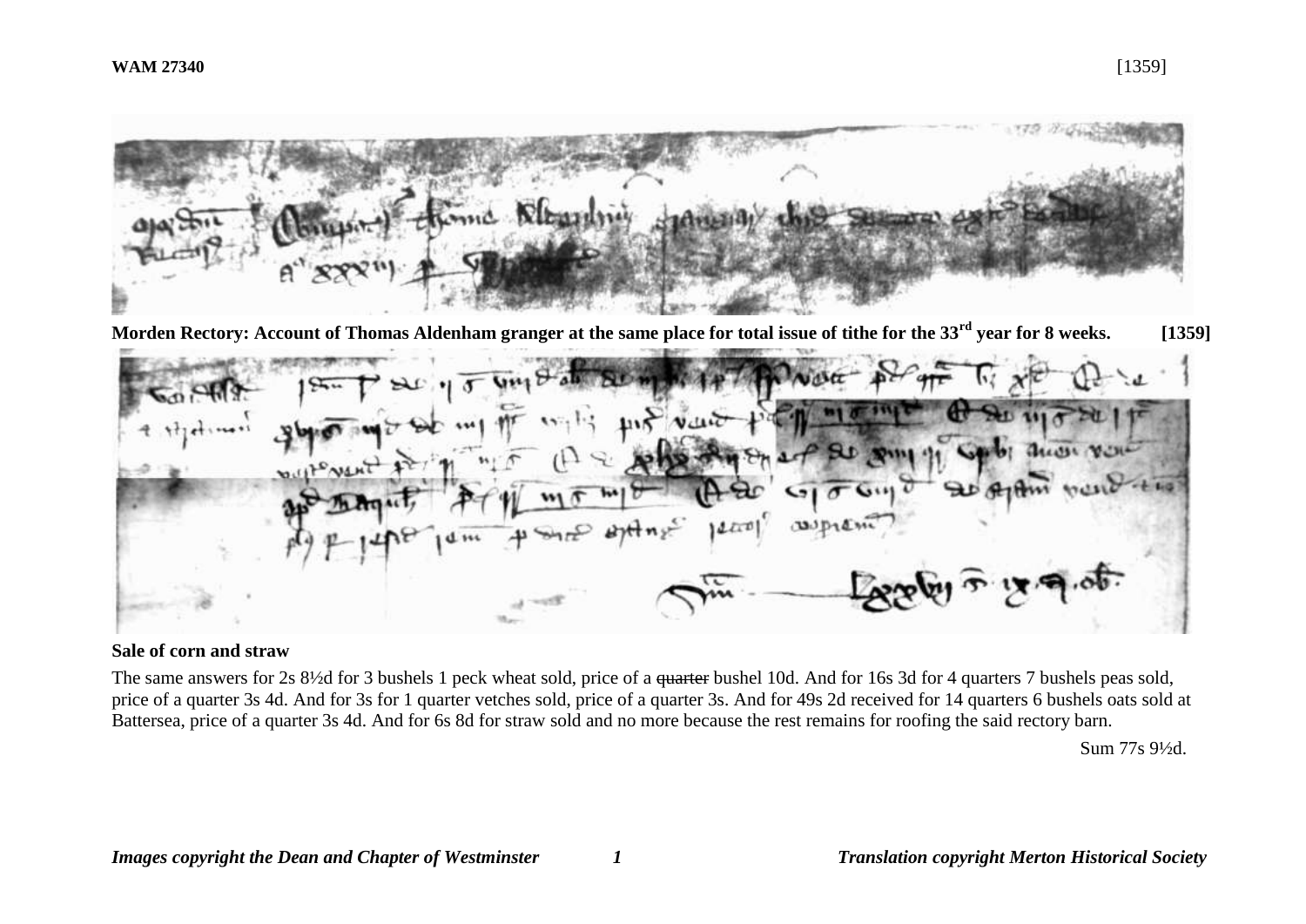**WAM 27340** [1359]

**Morden Rectory: Account of Thomas Aldenham granger at the same place for total issue of tithe for the 33rd year for 8 weeks. [1359]**

**Sale of corn and straw**

The same answers for 2s 8½d for 3 bushels 1 peck wheat sold, price of a ~~quarter~~ bushel 10d. And for 16s 3d for 4 quarters 7 bushels peas sold, price of a quarter 3s 4d. And for 3s for 1 quarter vetches sold, price of a quarter 3s. And for 49s 2d received for 14 quarters 6 bushels oats sold at Battersea, price of a quarter 3s 4d. And for 6s 8d for straw sold and no more because the rest remains for roofing the said rectory barn.

Sum 77s 9½d.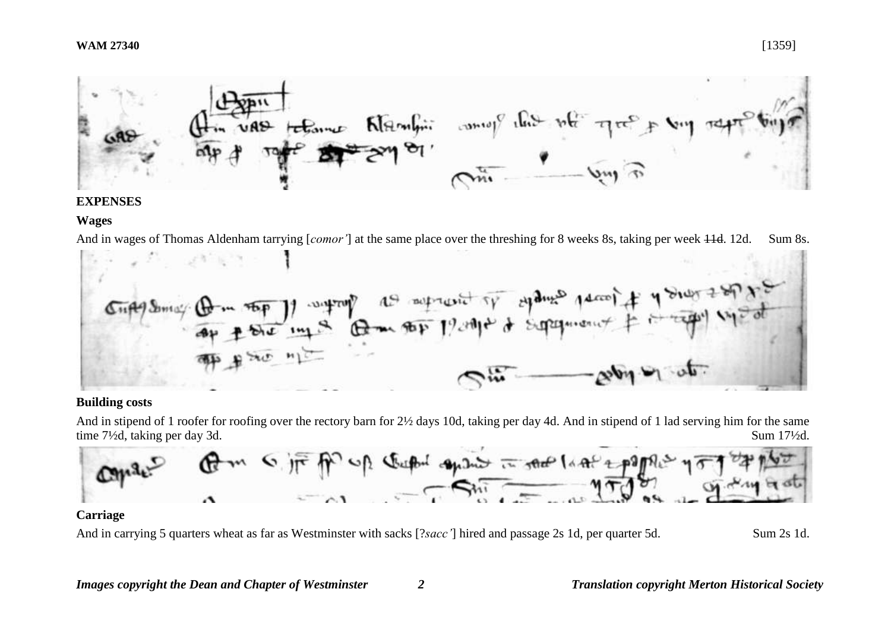**EXPENSES**

**Wages**

And in wages of Thomas Aldenham tarrying [*comor'*] at the same place over the threshing for 8 weeks 8s, taking per week ~~11d~~. 12d. Sum 8s.

**Building costs**

And in stipend of 1 roofer for roofing over the rectory barn for 2½ days 10d, taking per day 4d. And in stipend of 1 lad serving him for the same time 7½d, taking per day 3d. Sum 17½d.

**Carriage**

And in carrying 5 quarters wheat as far as Westminster with sacks [?*sacc'*] hired and passage 2s 1d, per quarter 5d. Sum 2s 1d.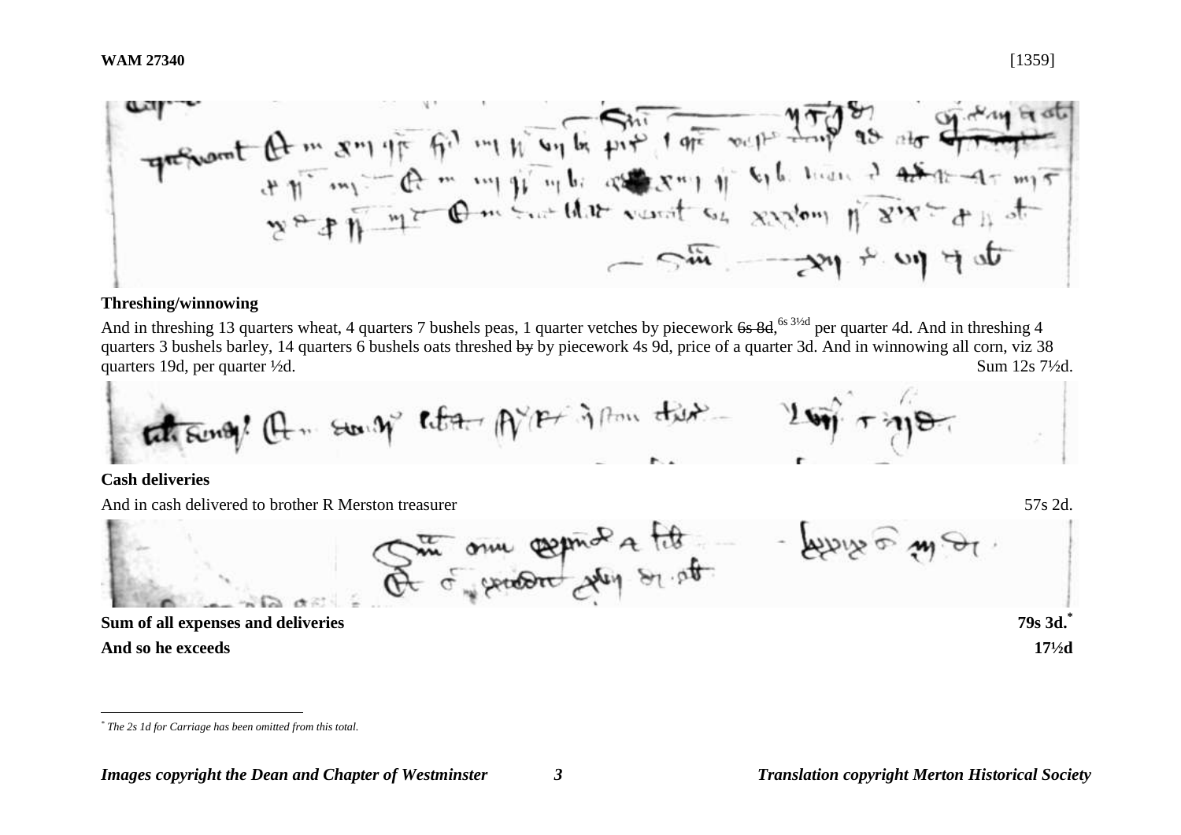### Threshing/winnowing

And in threshing 13 quarters wheat, 4 quarters 7 bushels peas, 1 quarter vetches by piecework ~~6s 8d~~,[6s 3½d] per quarter 4d. And in threshing 4 quarters 3 bushels barley, 14 quarters 6 bushels oats threshed ~~by~~ by piecework 4s 9d, price of a quarter 3d. And in winnowing all corn, viz 38 quarters 19d, per quarter ½d. Sum 12s 7½d.

### Cash deliveries

And in cash delivered to brother R Merston treasurer 57s 2d.

**Sum of all expenses and deliveries 79s 3d.***

**And so he exceeds 17½d**

---

\* *The 2s 1d for Carriage has been omitted from this total.*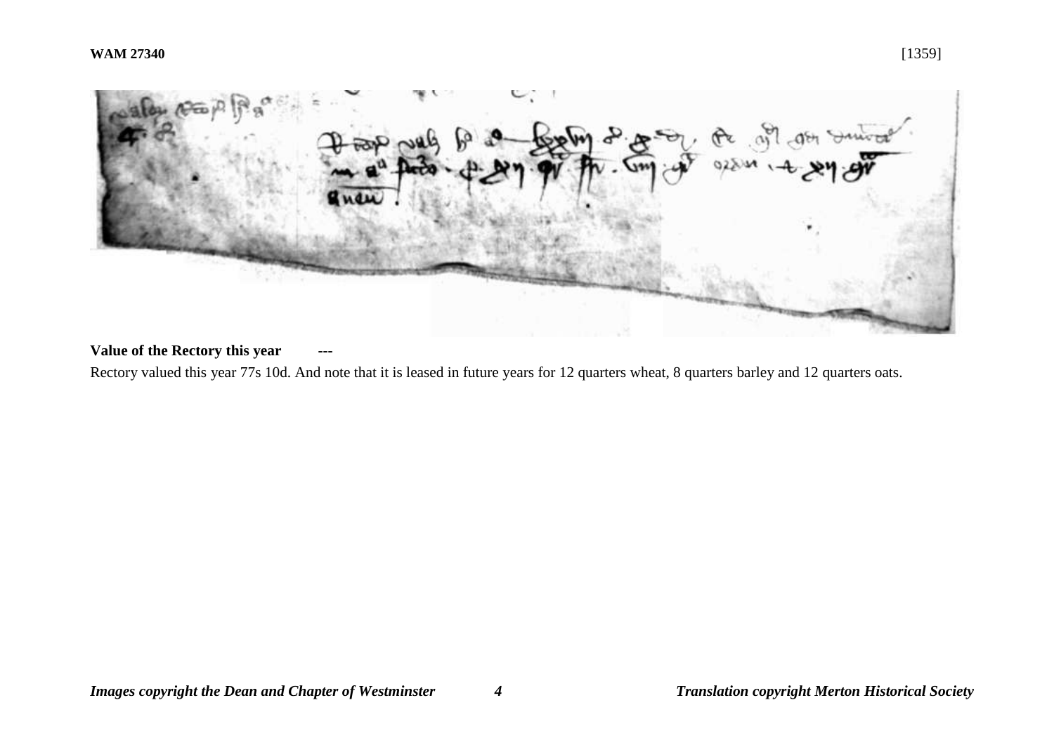**Value of the Rectory this year** ---

Rectory valued this year 77s 10d. And note that it is leased in future years for 12 quarters wheat, 8 quarters barley and 12 quarters oats.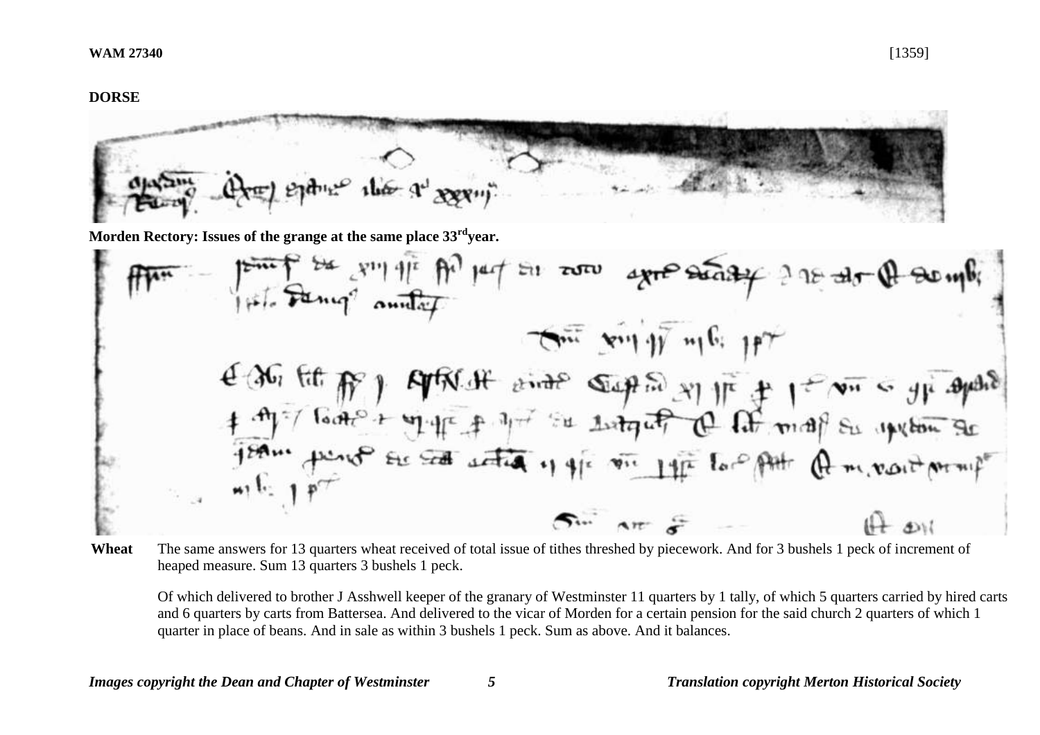**WAM 27340** [1359]

**DORSE**

**Morden Rectory: Issues of the grange at the same place 33rd year.**

**Wheat** The same answers for 13 quarters wheat received of total issue of tithes threshed by piecework. And for 3 bushels 1 peck of increment of heaped measure. Sum 13 quarters 3 bushels 1 peck.

Of which delivered to brother J Asshwell keeper of the granary of Westminster 11 quarters by 1 tally, of which 5 quarters carried by hired carts and 6 quarters by carts from Battersea. And delivered to the vicar of Morden for a certain pension for the said church 2 quarters of which 1 quarter in place of beans. And in sale as within 3 bushels 1 peck. Sum as above. And it balances.

*Images copyright the Dean and Chapter of Westminster* *Translation copyright Merton Historical Society*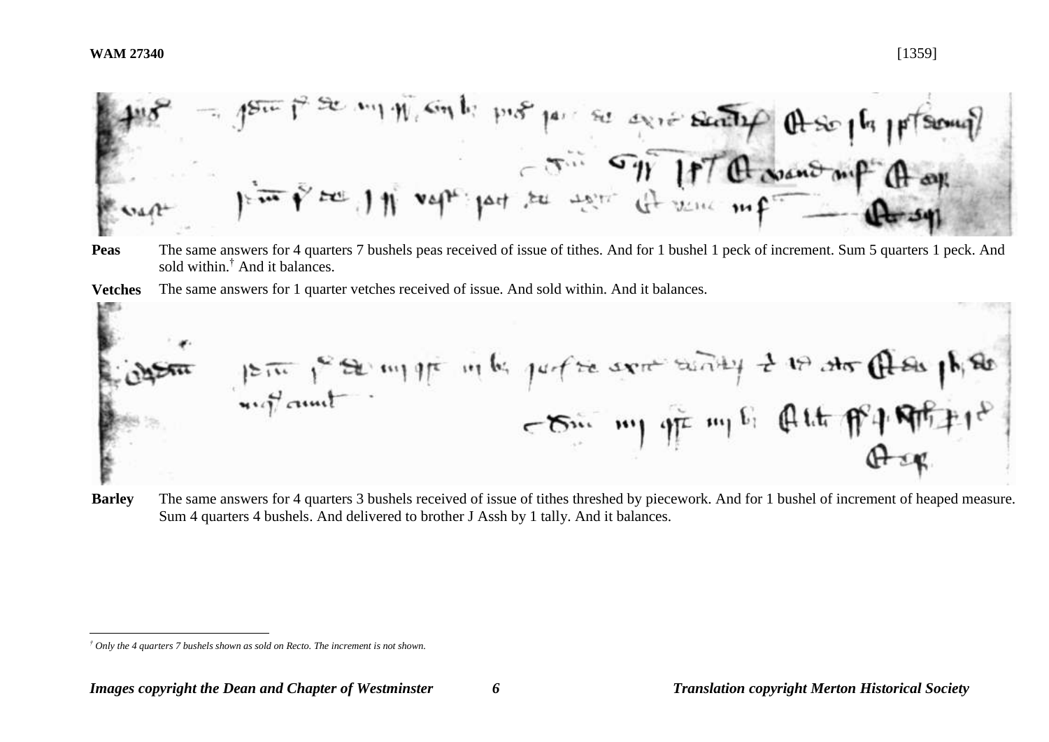**Peas** The same answers for 4 quarters 7 bushels peas received of issue of tithes. And for 1 bushel 1 peck of increment. Sum 5 quarters 1 peck. And sold within.[†] And it balances.

**Vetches** The same answers for 1 quarter vetches received of issue. And sold within. And it balances.

**Barley** The same answers for 4 quarters 3 bushels received of issue of tithes threshed by piecework. And for 1 bushel of increment of heaped measure. Sum 4 quarters 4 bushels. And delivered to brother J Assh by 1 tally. And it balances.

---

[†] *Only the 4 quarters 7 bushels shown as sold on Recto. The increment is not shown.*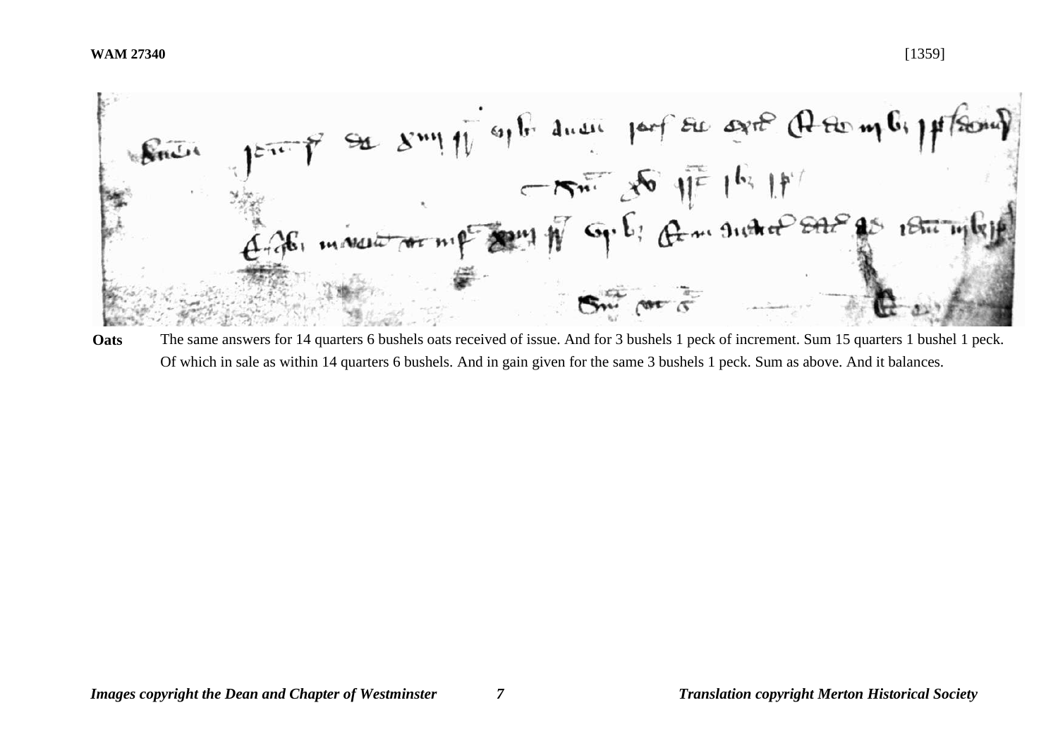WAM 27340 [1359]

**Oats** The same answers for 14 quarters 6 bushels oats received of issue. And for 3 bushels 1 peck of increment. Sum 15 quarters 1 bushel 1 peck. Of which in sale as within 14 quarters 6 bushels. And in gain given for the same 3 bushels 1 peck. Sum as above. And it balances.

*Images copyright the Dean and Chapter of Westminster* *Translation copyright Merton Historical Society*